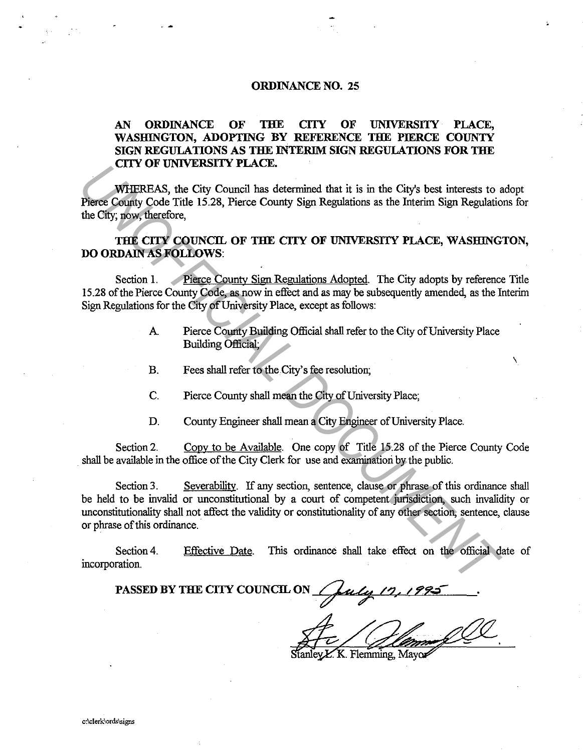# ORDINANCE NO. 25

## AN ORDINANCE OF THE CITY OF UNIVERSITY PLACE, WASHINGTON, ADOPTING BY REFERENCE THE PIERCE COUNTY SIGN REGULATIONS AS THE INTERIM SIGN REGULATIONS FOR THE CITY OF UNIVERSITY PLACE.

WHEREAS, the City Council has determined that it is in the City's best interests to adopt Pierce County Code Title 15.28, Pierce County Sign Regulations as the Interim Sign Regulations for the City; now, therefore,

**THE CITY COUNCIL OF THE CITY OF UNIVERSITY PLACE, WASHINGTON, DO ORDAIN AS FOLLOWS:**

Section 1. Pierce County Sign Regulations Adopted. The City adopts by reference Title 15.28 of the Pierce County Code, as now in effect and as may be subsequently amended, as the Interim Sign Regulations for the City of University Place, except as follows:

A. Pierce County Building Official shall refer to the City of University Place Building Official;

B. Fees shall refer to the City's fee resolution;

C. Pierce County shall mean the City of University Place;

D. County Engineer shall mean a City Engineer of University Place.

Section 2. Copy to be Available. One copy of Title 15.28 of the Pierce County Code shall be available in the office of the City Clerk for use and examination by the public.

Section 3. Severability. If any section, sentence, clause or phrase of this ordinance shall be held to be invalid or unconstitutional by a court of competent jurisdiction, such invalidity or unconstitutionality shall not affect the validity or constitutionality of any other section, sentence, clause or phrase of this ordinance.

Section 4. Effective Date. This ordinance shall take effect on the official date of incorporation.

**PASSED BY THE CITY COUNCIL ON** July 17, 1995.

Stanley L. K. Flemming, Mayor

c:\clerk\ords\signs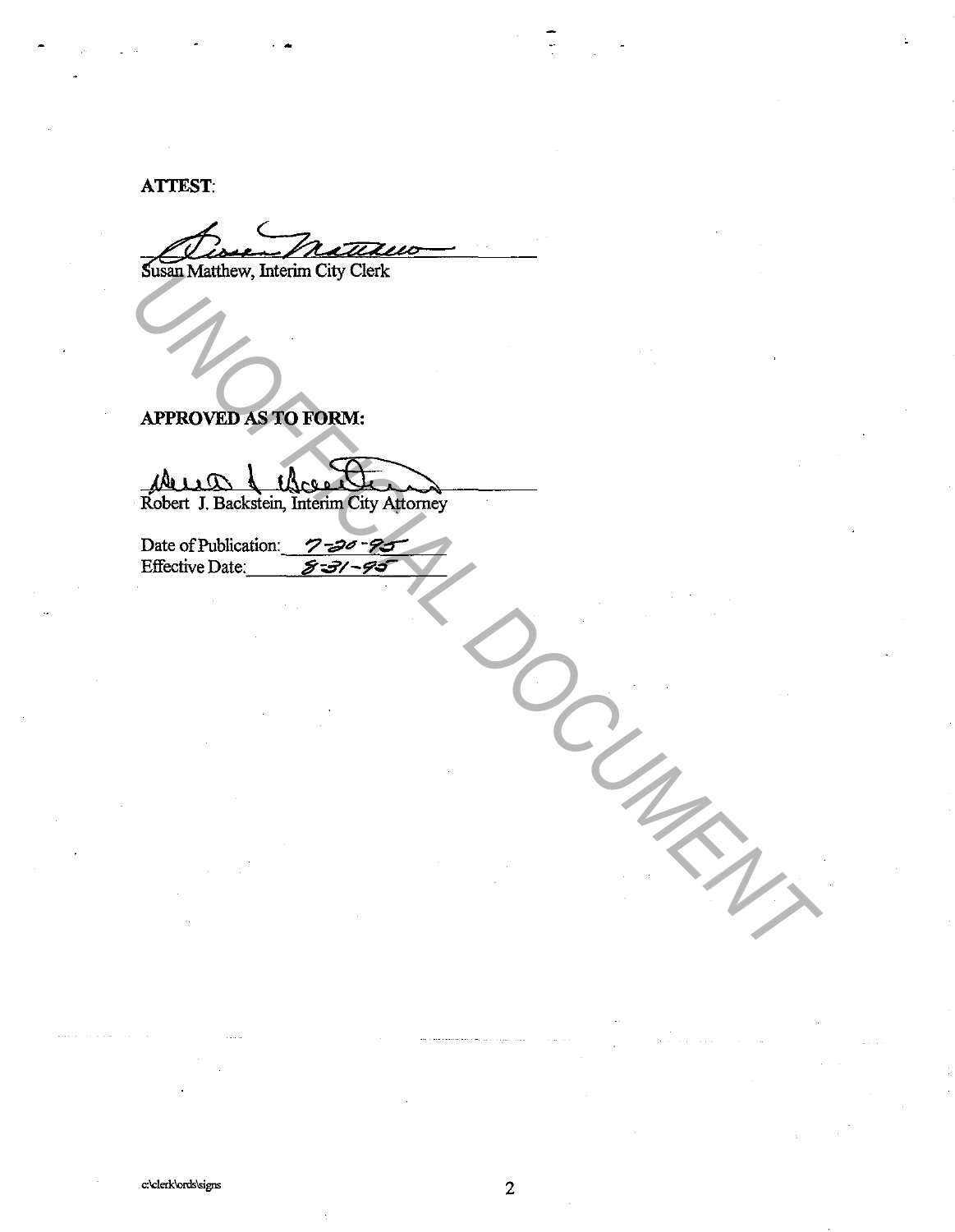**ATTEST**:

Susan Matthew, Interim City Clerk

**APPROVED AS TO FORM:**

Robert J. Backstein, Interim City Attorney

Date of Publication: 7-20-95
Effective Date: 8-31-95

c:\clerk\ords\signs